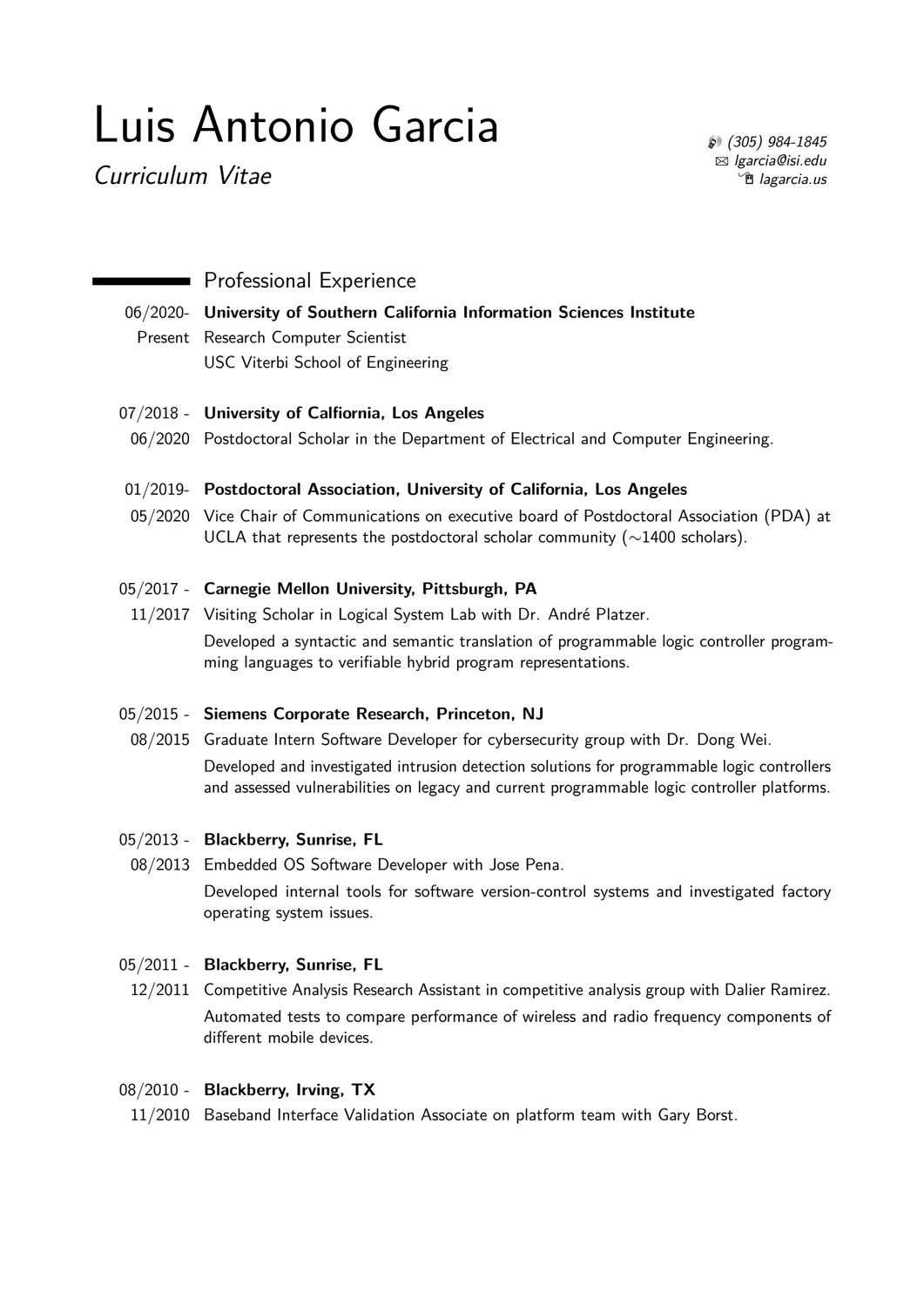# Luis Antonio Garcia

*Curriculum Vitae*

*(305) 984-1845*
*lgarcia@isi.edu*
*lagarcia.us*

## Professional Experience

06/2020- Present
**University of Southern California Information Sciences Institute**
Research Computer Scientist
USC Viterbi School of Engineering

07/2018 - 06/2020
**University of Calfiornia, Los Angeles**
Postdoctoral Scholar in the Department of Electrical and Computer Engineering.

01/2019- 05/2020
**Postdoctoral Association, University of California, Los Angeles**
Vice Chair of Communications on executive board of Postdoctoral Association (PDA) at UCLA that represents the postdoctoral scholar community (∼1400 scholars).

05/2017 - 11/2017
**Carnegie Mellon University, Pittsburgh, PA**
Visiting Scholar in Logical System Lab with Dr. André Platzer.
Developed a syntactic and semantic translation of programmable logic controller programming languages to verifiable hybrid program representations.

05/2015 - 08/2015
**Siemens Corporate Research, Princeton, NJ**
Graduate Intern Software Developer for cybersecurity group with Dr. Dong Wei.
Developed and investigated intrusion detection solutions for programmable logic controllers and assessed vulnerabilities on legacy and current programmable logic controller platforms.

05/2013 - 08/2013
**Blackberry, Sunrise, FL**
Embedded OS Software Developer with Jose Pena.
Developed internal tools for software version-control systems and investigated factory operating system issues.

05/2011 - 12/2011
**Blackberry, Sunrise, FL**
Competitive Analysis Research Assistant in competitive analysis group with Dalier Ramirez.
Automated tests to compare performance of wireless and radio frequency components of different mobile devices.

08/2010 - 11/2010
**Blackberry, Irving, TX**
Baseband Interface Validation Associate on platform team with Gary Borst.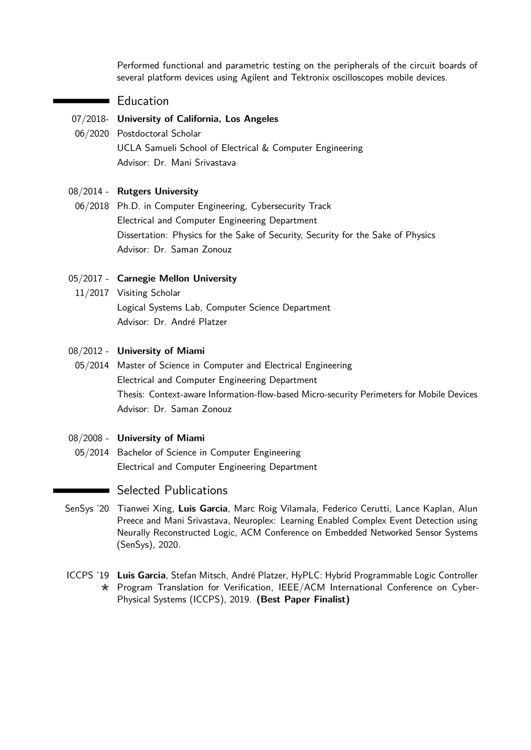Performed functional and parametric testing on the peripherals of the circuit boards of several platform devices using Agilent and Tektronix oscilloscopes mobile devices.

## Education

07/2018- 06/2020 **University of California, Los Angeles**
Postdoctoral Scholar
UCLA Samueli School of Electrical & Computer Engineering
Advisor: Dr. Mani Srivastava

08/2014 - 06/2018 **Rutgers University**
Ph.D. in Computer Engineering, Cybersecurity Track
Electrical and Computer Engineering Department
Dissertation: Physics for the Sake of Security, Security for the Sake of Physics
Advisor: Dr. Saman Zonouz

05/2017 - 11/2017 **Carnegie Mellon University**
Visiting Scholar
Logical Systems Lab, Computer Science Department
Advisor: Dr. André Platzer

08/2012 - 05/2014 **University of Miami**
Master of Science in Computer and Electrical Engineering
Electrical and Computer Engineering Department
Thesis: Context-aware Information-flow-based Micro-security Perimeters for Mobile Devices
Advisor: Dr. Saman Zonouz

08/2008 - 05/2014 **University of Miami**
Bachelor of Science in Computer Engineering
Electrical and Computer Engineering Department

## Selected Publications

SenSys '20 Tianwei Xing, **Luis Garcia**, Marc Roig Vilamala, Federico Cerutti, Lance Kaplan, Alun Preece and Mani Srivastava, Neuroplex: Learning Enabled Complex Event Detection using Neurally Reconstructed Logic, ACM Conference on Embedded Networked Sensor Systems (SenSys), 2020.

ICCPS '19 ☆ **Luis Garcia**, Stefan Mitsch, André Platzer, HyPLC: Hybrid Programmable Logic Controller Program Translation for Verification, IEEE/ACM International Conference on Cyber-Physical Systems (ICCPS), 2019. **(Best Paper Finalist)**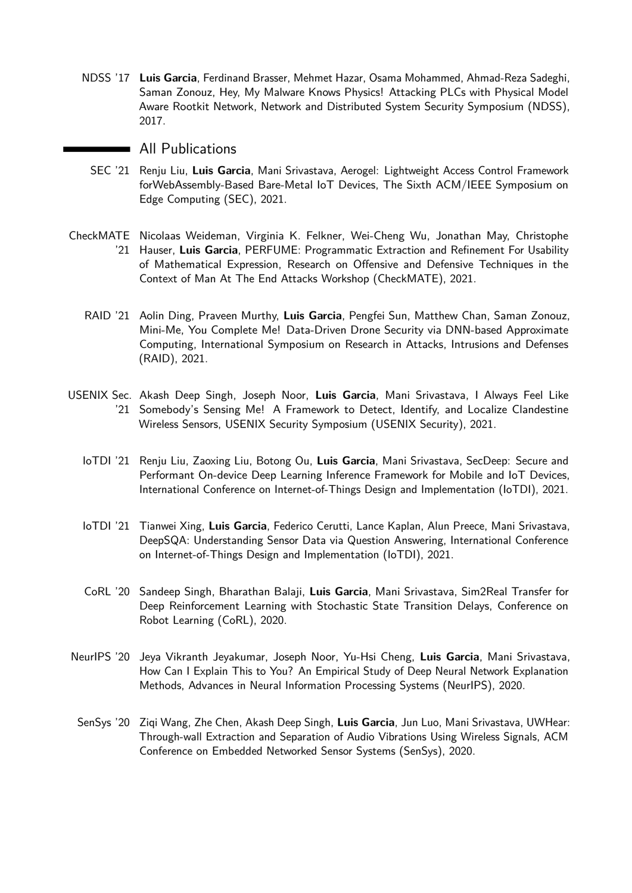NDSS '17 **Luis Garcia**, Ferdinand Brasser, Mehmet Hazar, Osama Mohammed, Ahmad-Reza Sadeghi, Saman Zonouz, Hey, My Malware Knows Physics! Attacking PLCs with Physical Model Aware Rootkit Network, Network and Distributed System Security Symposium (NDSS), 2017.

## All Publications

SEC '21 Renju Liu, **Luis Garcia**, Mani Srivastava, Aerogel: Lightweight Access Control Framework forWebAssembly-Based Bare-Metal IoT Devices, The Sixth ACM/IEEE Symposium on Edge Computing (SEC), 2021.

CheckMATE '21 Nicolaas Weideman, Virginia K. Felkner, Wei-Cheng Wu, Jonathan May, Christophe Hauser, **Luis Garcia**, PERFUME: Programmatic Extraction and Refinement For Usability of Mathematical Expression, Research on Offensive and Defensive Techniques in the Context of Man At The End Attacks Workshop (CheckMATE), 2021.

RAID '21 Aolin Ding, Praveen Murthy, **Luis Garcia**, Pengfei Sun, Matthew Chan, Saman Zonouz, Mini-Me, You Complete Me! Data-Driven Drone Security via DNN-based Approximate Computing, International Symposium on Research in Attacks, Intrusions and Defenses (RAID), 2021.

USENIX Sec. '21 Akash Deep Singh, Joseph Noor, **Luis Garcia**, Mani Srivastava, I Always Feel Like Somebody's Sensing Me! A Framework to Detect, Identify, and Localize Clandestine Wireless Sensors, USENIX Security Symposium (USENIX Security), 2021.

IoTDI '21 Renju Liu, Zaoxing Liu, Botong Ou, **Luis Garcia**, Mani Srivastava, SecDeep: Secure and Performant On-device Deep Learning Inference Framework for Mobile and IoT Devices, International Conference on Internet-of-Things Design and Implementation (IoTDI), 2021.

IoTDI '21 Tianwei Xing, **Luis Garcia**, Federico Cerutti, Lance Kaplan, Alun Preece, Mani Srivastava, DeepSQA: Understanding Sensor Data via Question Answering, International Conference on Internet-of-Things Design and Implementation (IoTDI), 2021.

CoRL '20 Sandeep Singh, Bharathan Balaji, **Luis Garcia**, Mani Srivastava, Sim2Real Transfer for Deep Reinforcement Learning with Stochastic State Transition Delays, Conference on Robot Learning (CoRL), 2020.

NeurIPS '20 Jeya Vikranth Jeyakumar, Joseph Noor, Yu-Hsi Cheng, **Luis Garcia**, Mani Srivastava, How Can I Explain This to You? An Empirical Study of Deep Neural Network Explanation Methods, Advances in Neural Information Processing Systems (NeurIPS), 2020.

SenSys '20 Ziqi Wang, Zhe Chen, Akash Deep Singh, **Luis Garcia**, Jun Luo, Mani Srivastava, UWHear: Through-wall Extraction and Separation of Audio Vibrations Using Wireless Signals, ACM Conference on Embedded Networked Sensor Systems (SenSys), 2020.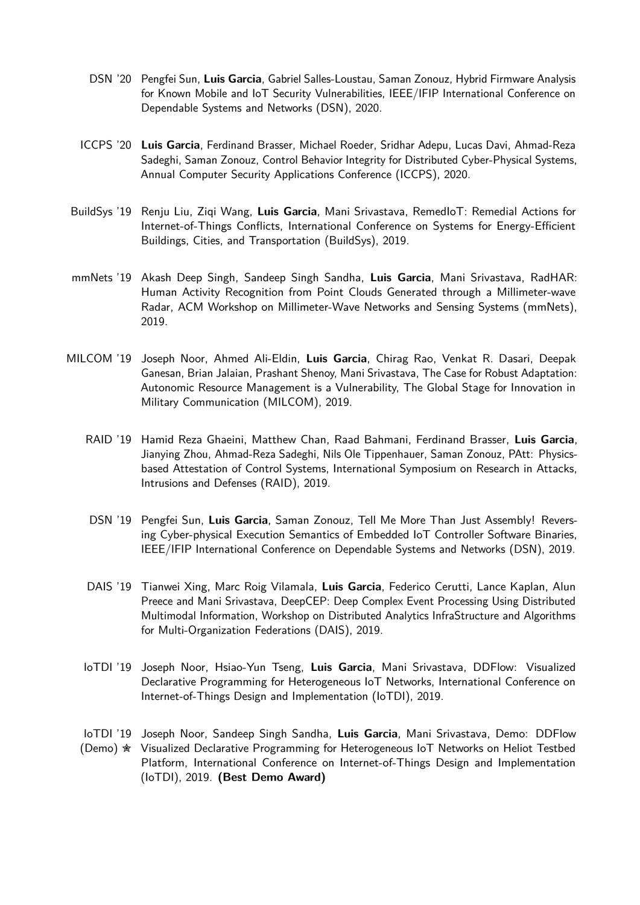DSN '20 Pengfei Sun, **Luis Garcia**, Gabriel Salles-Loustau, Saman Zonouz, Hybrid Firmware Analysis for Known Mobile and IoT Security Vulnerabilities, IEEE/IFIP International Conference on Dependable Systems and Networks (DSN), 2020.

ICCPS '20 **Luis Garcia**, Ferdinand Brasser, Michael Roeder, Sridhar Adepu, Lucas Davi, Ahmad-Reza Sadeghi, Saman Zonouz, Control Behavior Integrity for Distributed Cyber-Physical Systems, Annual Computer Security Applications Conference (ICCPS), 2020.

BuildSys '19 Renju Liu, Ziqi Wang, **Luis Garcia**, Mani Srivastava, RemedIoT: Remedial Actions for Internet-of-Things Conflicts, International Conference on Systems for Energy-Efficient Buildings, Cities, and Transportation (BuildSys), 2019.

mmNets '19 Akash Deep Singh, Sandeep Singh Sandha, **Luis Garcia**, Mani Srivastava, RadHAR: Human Activity Recognition from Point Clouds Generated through a Millimeter-wave Radar, ACM Workshop on Millimeter-Wave Networks and Sensing Systems (mmNets), 2019.

MILCOM '19 Joseph Noor, Ahmed Ali-Eldin, **Luis Garcia**, Chirag Rao, Venkat R. Dasari, Deepak Ganesan, Brian Jalaian, Prashant Shenoy, Mani Srivastava, The Case for Robust Adaptation: Autonomic Resource Management is a Vulnerability, The Global Stage for Innovation in Military Communication (MILCOM), 2019.

RAID '19 Hamid Reza Ghaeini, Matthew Chan, Raad Bahmani, Ferdinand Brasser, **Luis Garcia**, Jianying Zhou, Ahmad-Reza Sadeghi, Nils Ole Tippenhauer, Saman Zonouz, PAtt: Physics-based Attestation of Control Systems, International Symposium on Research in Attacks, Intrusions and Defenses (RAID), 2019.

DSN '19 Pengfei Sun, **Luis Garcia**, Saman Zonouz, Tell Me More Than Just Assembly! Reversing Cyber-physical Execution Semantics of Embedded IoT Controller Software Binaries, IEEE/IFIP International Conference on Dependable Systems and Networks (DSN), 2019.

DAIS '19 Tianwei Xing, Marc Roig Vilamala, **Luis Garcia**, Federico Cerutti, Lance Kaplan, Alun Preece and Mani Srivastava, DeepCEP: Deep Complex Event Processing Using Distributed Multimodal Information, Workshop on Distributed Analytics InfraStructure and Algorithms for Multi-Organization Federations (DAIS), 2019.

IoTDI '19 Joseph Noor, Hsiao-Yun Tseng, **Luis Garcia**, Mani Srivastava, DDFlow: Visualized Declarative Programming for Heterogeneous IoT Networks, International Conference on Internet-of-Things Design and Implementation (IoTDI), 2019.

IoTDI '19 (Demo) ✯ Joseph Noor, Sandeep Singh Sandha, **Luis Garcia**, Mani Srivastava, Demo: DDFlow Visualized Declarative Programming for Heterogeneous IoT Networks on Heliot Testbed Platform, International Conference on Internet-of-Things Design and Implementation (IoTDI), 2019. **(Best Demo Award)**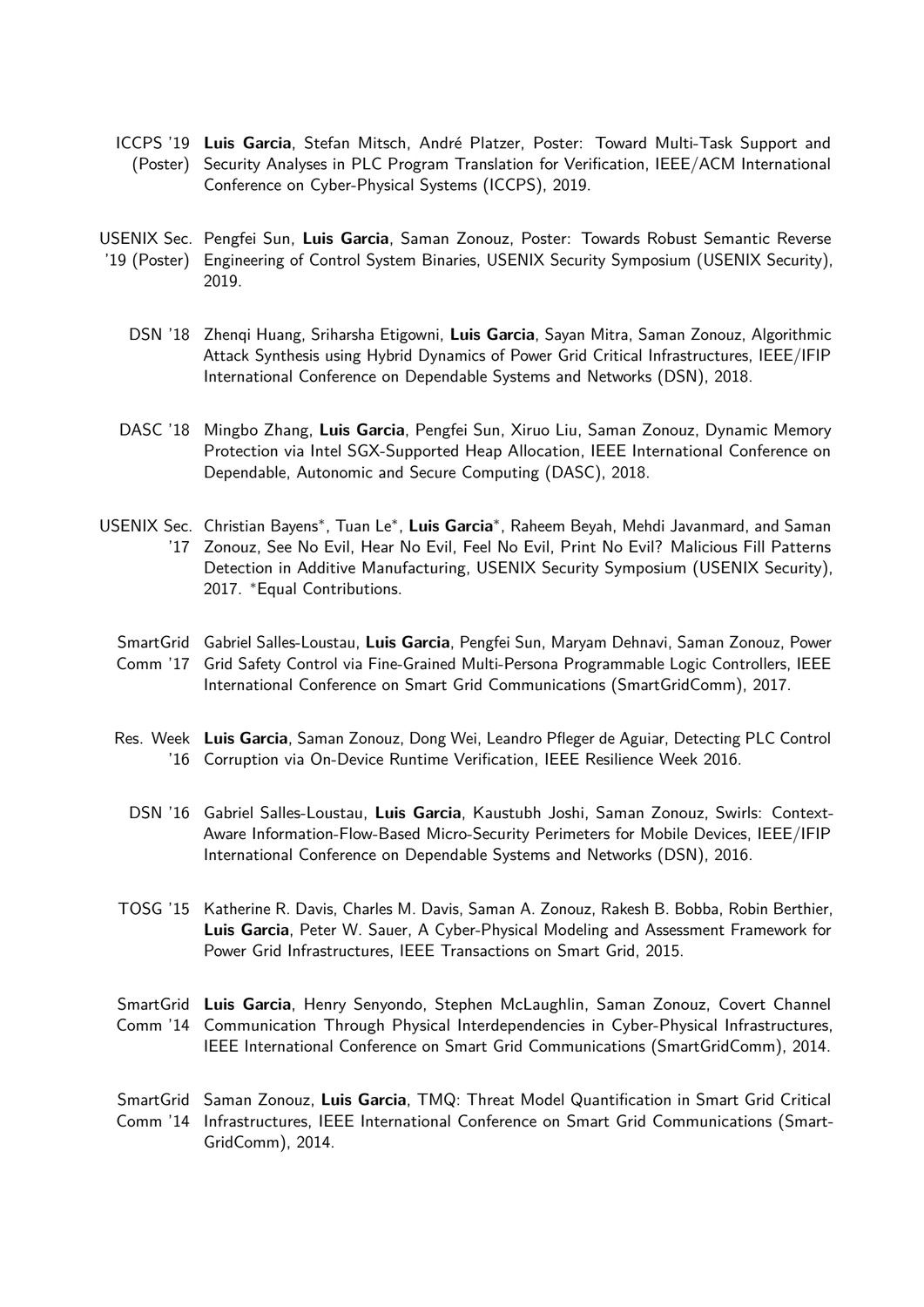ICCPS '19 (Poster) **Luis Garcia**, Stefan Mitsch, André Platzer, Poster: Toward Multi-Task Support and Security Analyses in PLC Program Translation for Verification, IEEE/ACM International Conference on Cyber-Physical Systems (ICCPS), 2019.

USENIX Sec. '19 (Poster) Pengfei Sun, **Luis Garcia**, Saman Zonouz, Poster: Towards Robust Semantic Reverse Engineering of Control System Binaries, USENIX Security Symposium (USENIX Security), 2019.

DSN '18 Zhenqi Huang, Sriharsha Etigowni, **Luis Garcia**, Sayan Mitra, Saman Zonouz, Algorithmic Attack Synthesis using Hybrid Dynamics of Power Grid Critical Infrastructures, IEEE/IFIP International Conference on Dependable Systems and Networks (DSN), 2018.

DASC '18 Mingbo Zhang, **Luis Garcia**, Pengfei Sun, Xiruo Liu, Saman Zonouz, Dynamic Memory Protection via Intel SGX-Supported Heap Allocation, IEEE International Conference on Dependable, Autonomic and Secure Computing (DASC), 2018.

USENIX Sec. '17 Christian Bayens*, Tuan Le*, **Luis Garcia***, Raheem Beyah, Mehdi Javanmard, and Saman Zonouz, See No Evil, Hear No Evil, Feel No Evil, Print No Evil? Malicious Fill Patterns Detection in Additive Manufacturing, USENIX Security Symposium (USENIX Security), 2017. *Equal Contributions.

SmartGrid Comm '17 Gabriel Salles-Loustau, **Luis Garcia**, Pengfei Sun, Maryam Dehnavi, Saman Zonouz, Power Grid Safety Control via Fine-Grained Multi-Persona Programmable Logic Controllers, IEEE International Conference on Smart Grid Communications (SmartGridComm), 2017.

Res. Week '16 **Luis Garcia**, Saman Zonouz, Dong Wei, Leandro Pfleger de Aguiar, Detecting PLC Control Corruption via On-Device Runtime Verification, IEEE Resilience Week 2016.

DSN '16 Gabriel Salles-Loustau, **Luis Garcia**, Kaustubh Joshi, Saman Zonouz, Swirls: Context-Aware Information-Flow-Based Micro-Security Perimeters for Mobile Devices, IEEE/IFIP International Conference on Dependable Systems and Networks (DSN), 2016.

TOSG '15 Katherine R. Davis, Charles M. Davis, Saman A. Zonouz, Rakesh B. Bobba, Robin Berthier, **Luis Garcia**, Peter W. Sauer, A Cyber-Physical Modeling and Assessment Framework for Power Grid Infrastructures, IEEE Transactions on Smart Grid, 2015.

SmartGrid Comm '14 **Luis Garcia**, Henry Senyondo, Stephen McLaughlin, Saman Zonouz, Covert Channel Communication Through Physical Interdependencies in Cyber-Physical Infrastructures, IEEE International Conference on Smart Grid Communications (SmartGridComm), 2014.

SmartGrid Comm '14 Saman Zonouz, **Luis Garcia**, TMQ: Threat Model Quantification in Smart Grid Critical Infrastructures, IEEE International Conference on Smart Grid Communications (SmartGridComm), 2014.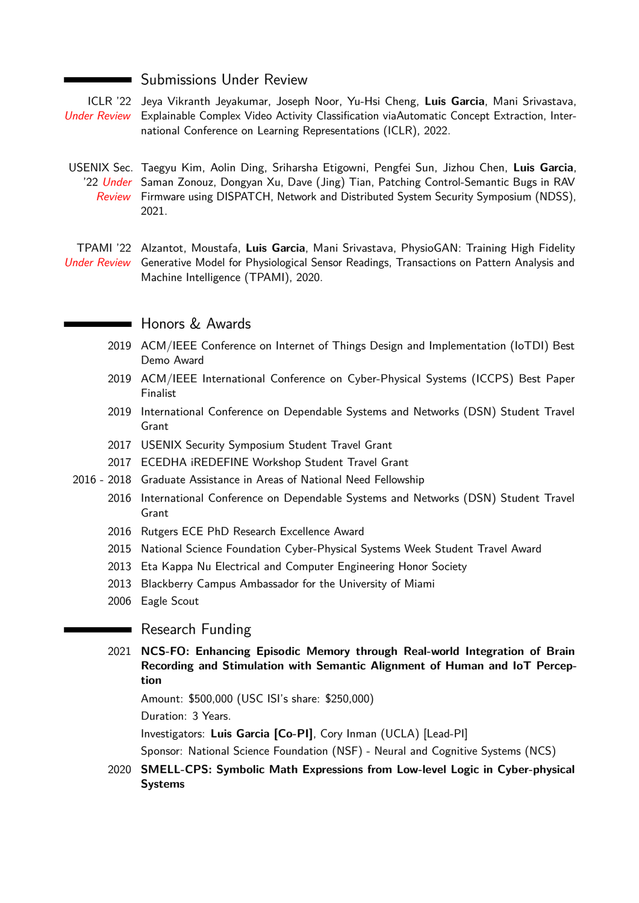## Submissions Under Review

ICLR '22 *Under Review* — Jeya Vikranth Jeyakumar, Joseph Noor, Yu-Hsi Cheng, **Luis Garcia**, Mani Srivastava, Explainable Complex Video Activity Classification viaAutomatic Concept Extraction, International Conference on Learning Representations (ICLR), 2022.

USENIX Sec. '22 *Under Review* — Taegyu Kim, Aolin Ding, Sriharsha Etigowni, Pengfei Sun, Jizhou Chen, **Luis Garcia**, Saman Zonouz, Dongyan Xu, Dave (Jing) Tian, Patching Control-Semantic Bugs in RAV Firmware using DISPATCH, Network and Distributed System Security Symposium (NDSS), 2021.

TPAMI '22 *Under Review* — Alzantot, Moustafa, **Luis Garcia**, Mani Srivastava, PhysioGAN: Training High Fidelity Generative Model for Physiological Sensor Readings, Transactions on Pattern Analysis and Machine Intelligence (TPAMI), 2020.

## Honors & Awards

- 2019 ACM/IEEE Conference on Internet of Things Design and Implementation (IoTDI) Best Demo Award
- 2019 ACM/IEEE International Conference on Cyber-Physical Systems (ICCPS) Best Paper Finalist
- 2019 International Conference on Dependable Systems and Networks (DSN) Student Travel Grant
- 2017 USENIX Security Symposium Student Travel Grant
- 2017 ECEDHA iREDEFINE Workshop Student Travel Grant
- 2016 - 2018 Graduate Assistance in Areas of National Need Fellowship
- 2016 International Conference on Dependable Systems and Networks (DSN) Student Travel Grant
- 2016 Rutgers ECE PhD Research Excellence Award
- 2015 National Science Foundation Cyber-Physical Systems Week Student Travel Award
- 2013 Eta Kappa Nu Electrical and Computer Engineering Honor Society
- 2013 Blackberry Campus Ambassador for the University of Miami
- 2006 Eagle Scout

## Research Funding

2021 **NCS-FO: Enhancing Episodic Memory through Real-world Integration of Brain Recording and Stimulation with Semantic Alignment of Human and IoT Perception**

Amount: $500,000 (USC ISI's share: $250,000)

Duration: 3 Years.

Investigators: **Luis Garcia [Co-PI]**, Cory Inman (UCLA) [Lead-PI]

Sponsor: National Science Foundation (NSF) - Neural and Cognitive Systems (NCS)

2020 **SMELL-CPS: Symbolic Math Expressions from Low-level Logic in Cyber-physical Systems**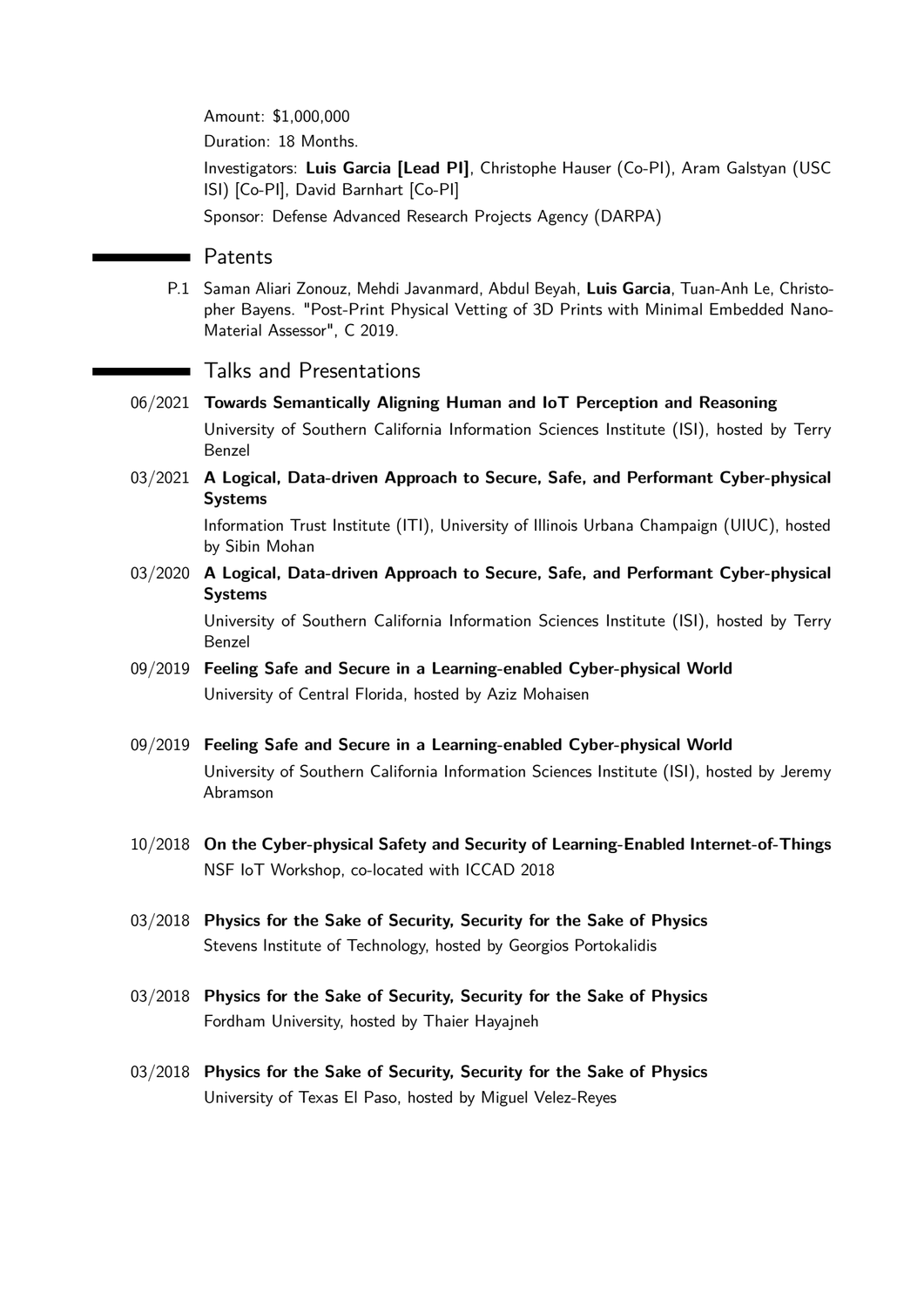Amount: $1,000,000

Duration: 18 Months.

Investigators: **Luis Garcia [Lead PI]**, Christophe Hauser (Co-PI), Aram Galstyan (USC ISI) [Co-PI], David Barnhart [Co-PI]

Sponsor: Defense Advanced Research Projects Agency (DARPA)

## Patents

P.1 Saman Aliari Zonouz, Mehdi Javanmard, Abdul Beyah, **Luis Garcia**, Tuan-Anh Le, Christopher Bayens. "Post-Print Physical Vetting of 3D Prints with Minimal Embedded Nano-Material Assessor", C 2019.

## Talks and Presentations

06/2021 **Towards Semantically Aligning Human and IoT Perception and Reasoning**
University of Southern California Information Sciences Institute (ISI), hosted by Terry Benzel

03/2021 **A Logical, Data-driven Approach to Secure, Safe, and Performant Cyber-physical Systems**
Information Trust Institute (ITI), University of Illinois Urbana Champaign (UIUC), hosted by Sibin Mohan

03/2020 **A Logical, Data-driven Approach to Secure, Safe, and Performant Cyber-physical Systems**
University of Southern California Information Sciences Institute (ISI), hosted by Terry Benzel

09/2019 **Feeling Safe and Secure in a Learning-enabled Cyber-physical World**
University of Central Florida, hosted by Aziz Mohaisen

09/2019 **Feeling Safe and Secure in a Learning-enabled Cyber-physical World**
University of Southern California Information Sciences Institute (ISI), hosted by Jeremy Abramson

10/2018 **On the Cyber-physical Safety and Security of Learning-Enabled Internet-of-Things**
NSF IoT Workshop, co-located with ICCAD 2018

03/2018 **Physics for the Sake of Security, Security for the Sake of Physics**
Stevens Institute of Technology, hosted by Georgios Portokalidis

03/2018 **Physics for the Sake of Security, Security for the Sake of Physics**
Fordham University, hosted by Thaier Hayajneh

03/2018 **Physics for the Sake of Security, Security for the Sake of Physics**
University of Texas El Paso, hosted by Miguel Velez-Reyes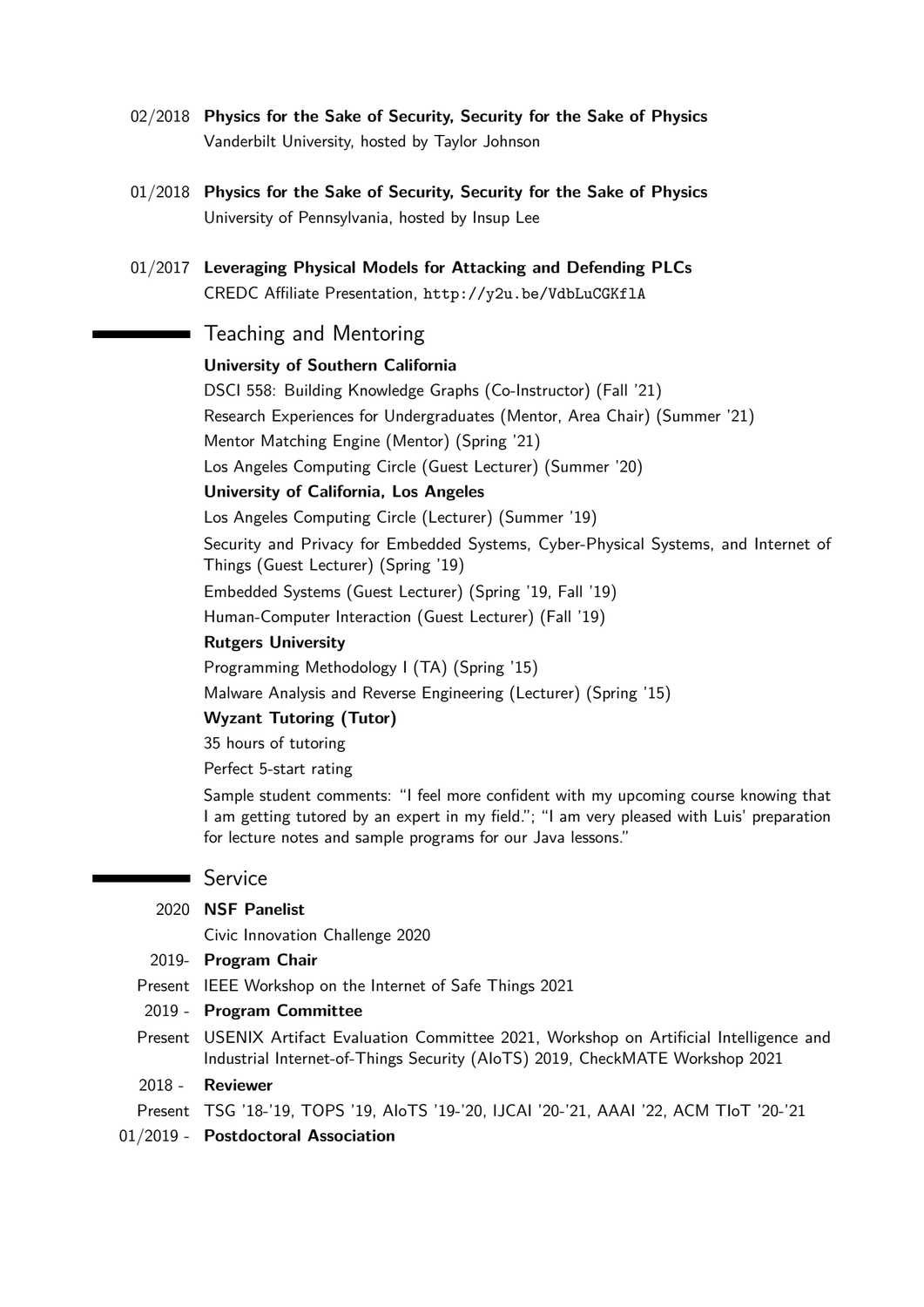02/2018 **Physics for the Sake of Security, Security for the Sake of Physics**
Vanderbilt University, hosted by Taylor Johnson

01/2018 **Physics for the Sake of Security, Security for the Sake of Physics**
University of Pennsylvania, hosted by Insup Lee

01/2017 **Leveraging Physical Models for Attacking and Defending PLCs**
CREDC Affiliate Presentation, `http://y2u.be/VdbLuCGKflA`

## Teaching and Mentoring

**University of Southern California**

DSCI 558: Building Knowledge Graphs (Co-Instructor) (Fall '21)

Research Experiences for Undergraduates (Mentor, Area Chair) (Summer '21)

Mentor Matching Engine (Mentor) (Spring '21)

Los Angeles Computing Circle (Guest Lecturer) (Summer '20)

**University of California, Los Angeles**

Los Angeles Computing Circle (Lecturer) (Summer '19)

Security and Privacy for Embedded Systems, Cyber-Physical Systems, and Internet of Things (Guest Lecturer) (Spring '19)

Embedded Systems (Guest Lecturer) (Spring '19, Fall '19)

Human-Computer Interaction (Guest Lecturer) (Fall '19)

**Rutgers University**

Programming Methodology I (TA) (Spring '15)

Malware Analysis and Reverse Engineering (Lecturer) (Spring '15)

**Wyzant Tutoring (Tutor)**

35 hours of tutoring

Perfect 5-start rating

Sample student comments: "I feel more confident with my upcoming course knowing that I am getting tutored by an expert in my field."; "I am very pleased with Luis' preparation for lecture notes and sample programs for our Java lessons."

## Service

2020 **NSF Panelist**
Civic Innovation Challenge 2020

2019-Present **Program Chair**
IEEE Workshop on the Internet of Safe Things 2021

2019 - Present **Program Committee**
USENIX Artifact Evaluation Committee 2021, Workshop on Artificial Intelligence and Industrial Internet-of-Things Security (AIoTS) 2019, CheckMATE Workshop 2021

2018 - Present **Reviewer**
TSG '18-'19, TOPS '19, AIoTS '19-'20, IJCAI '20-'21, AAAI '22, ACM TIoT '20-'21

01/2019 - **Postdoctoral Association**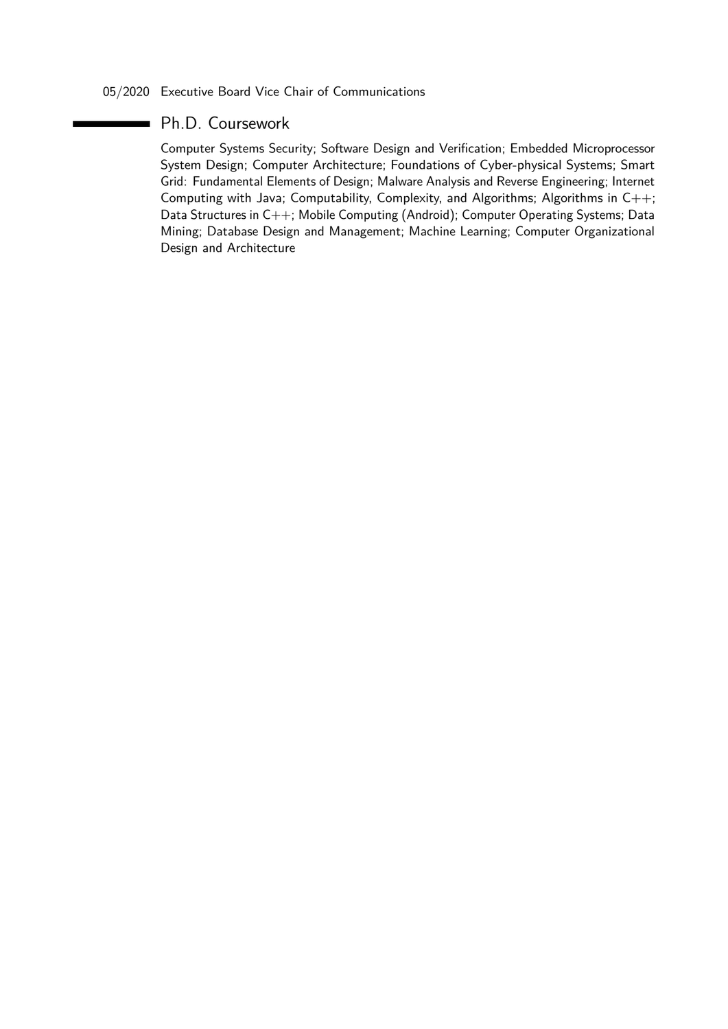05/2020 Executive Board Vice Chair of Communications

## Ph.D. Coursework

Computer Systems Security; Software Design and Verification; Embedded Microprocessor System Design; Computer Architecture; Foundations of Cyber-physical Systems; Smart Grid: Fundamental Elements of Design; Malware Analysis and Reverse Engineering; Internet Computing with Java; Computability, Complexity, and Algorithms; Algorithms in C++; Data Structures in C++; Mobile Computing (Android); Computer Operating Systems; Data Mining; Database Design and Management; Machine Learning; Computer Organizational Design and Architecture